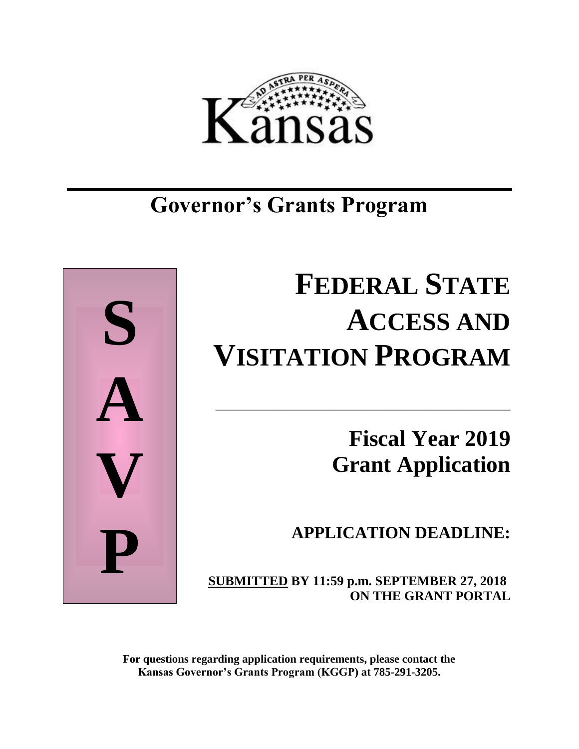AD ASTRA PER ASPERA

Kansas

# Governor's Grants Program

S
A
V
P

# FEDERAL STATE ACCESS AND VISITATION PROGRAM

## Fiscal Year 2019 Grant Application

## APPLICATION DEADLINE:

**SUBMITTED BY 11:59 p.m. SEPTEMBER 27, 2018 ON THE GRANT PORTAL**

**For questions regarding application requirements, please contact the Kansas Governor's Grants Program (KGGP) at 785-291-3205.**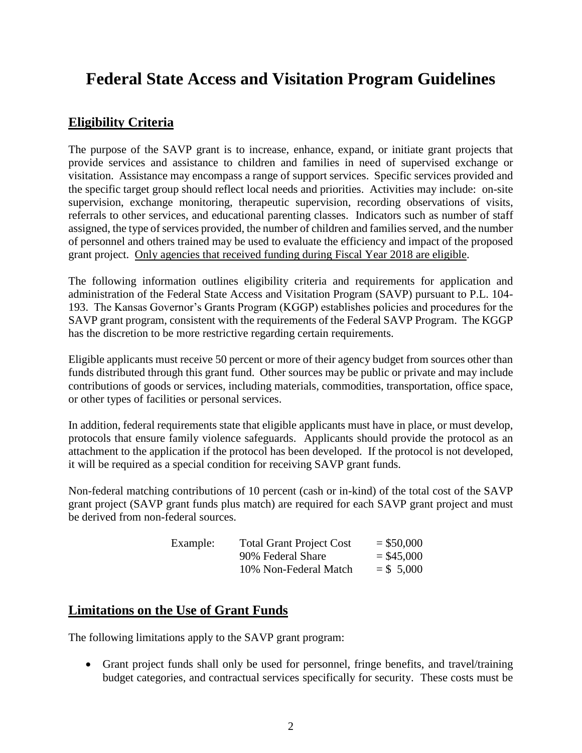# Federal State Access and Visitation Program Guidelines

## Eligibility Criteria

The purpose of the SAVP grant is to increase, enhance, expand, or initiate grant projects that provide services and assistance to children and families in need of supervised exchange or visitation. Assistance may encompass a range of support services. Specific services provided and the specific target group should reflect local needs and priorities. Activities may include: on-site supervision, exchange monitoring, therapeutic supervision, recording observations of visits, referrals to other services, and educational parenting classes. Indicators such as number of staff assigned, the type of services provided, the number of children and families served, and the number of personnel and others trained may be used to evaluate the efficiency and impact of the proposed grant project. Only agencies that received funding during Fiscal Year 2018 are eligible.

The following information outlines eligibility criteria and requirements for application and administration of the Federal State Access and Visitation Program (SAVP) pursuant to P.L. 104-193. The Kansas Governor's Grants Program (KGGP) establishes policies and procedures for the SAVP grant program, consistent with the requirements of the Federal SAVP Program. The KGGP has the discretion to be more restrictive regarding certain requirements.

Eligible applicants must receive 50 percent or more of their agency budget from sources other than funds distributed through this grant fund. Other sources may be public or private and may include contributions of goods or services, including materials, commodities, transportation, office space, or other types of facilities or personal services.

In addition, federal requirements state that eligible applicants must have in place, or must develop, protocols that ensure family violence safeguards. Applicants should provide the protocol as an attachment to the application if the protocol has been developed. If the protocol is not developed, it will be required as a special condition for receiving SAVP grant funds.

Non-federal matching contributions of 10 percent (cash or in-kind) of the total cost of the SAVP grant project (SAVP grant funds plus match) are required for each SAVP grant project and must be derived from non-federal sources.

| Example: | Total Grant Project Cost | = $50,000 |
|---|---|---|
| | 90% Federal Share | = $45,000 |
| | 10% Non-Federal Match | = $ 5,000 |

## Limitations on the Use of Grant Funds

The following limitations apply to the SAVP grant program:

- Grant project funds shall only be used for personnel, fringe benefits, and travel/training budget categories, and contractual services specifically for security. These costs must be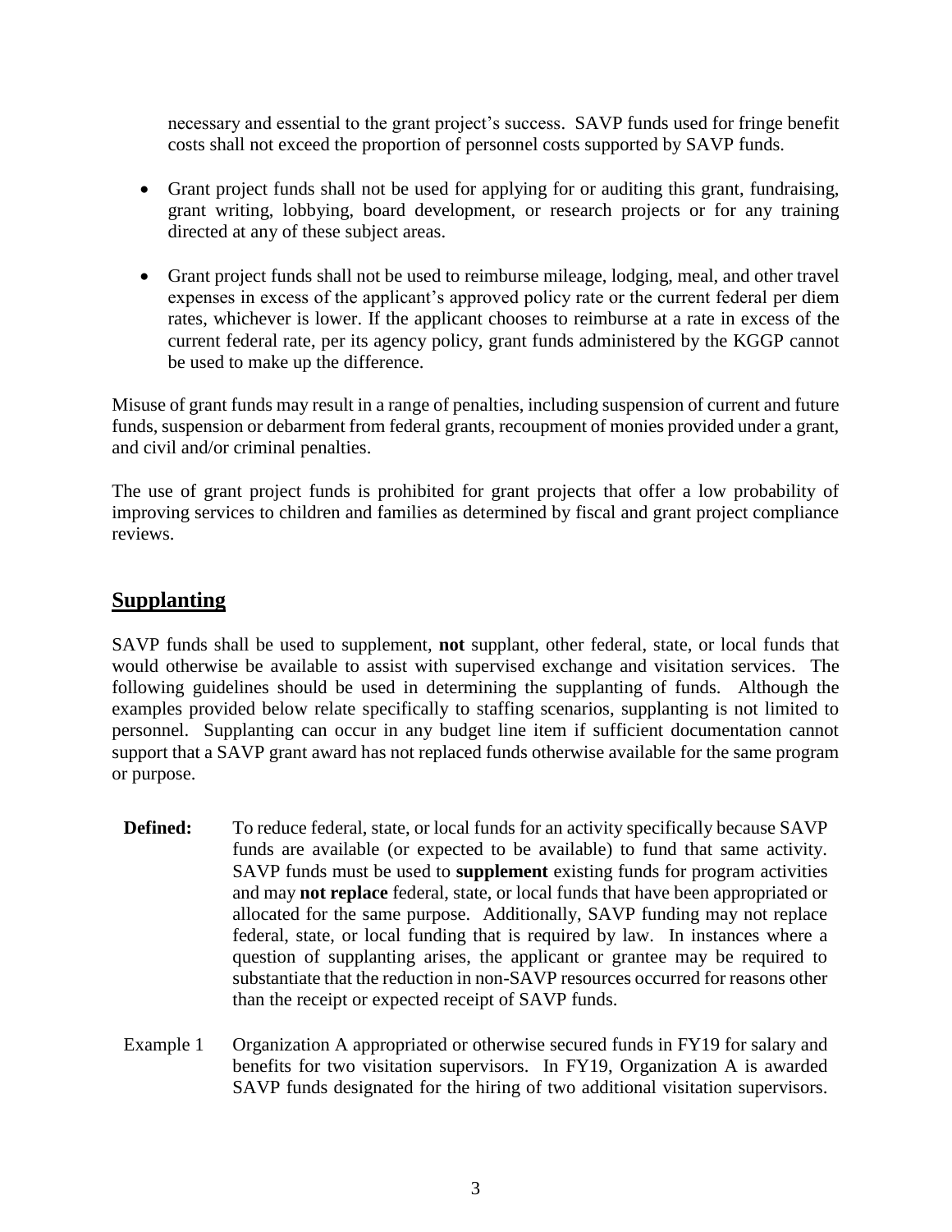necessary and essential to the grant project's success. SAVP funds used for fringe benefit costs shall not exceed the proportion of personnel costs supported by SAVP funds.

- Grant project funds shall not be used for applying for or auditing this grant, fundraising, grant writing, lobbying, board development, or research projects or for any training directed at any of these subject areas.
- Grant project funds shall not be used to reimburse mileage, lodging, meal, and other travel expenses in excess of the applicant's approved policy rate or the current federal per diem rates, whichever is lower. If the applicant chooses to reimburse at a rate in excess of the current federal rate, per its agency policy, grant funds administered by the KGGP cannot be used to make up the difference.

Misuse of grant funds may result in a range of penalties, including suspension of current and future funds, suspension or debarment from federal grants, recoupment of monies provided under a grant, and civil and/or criminal penalties.

The use of grant project funds is prohibited for grant projects that offer a low probability of improving services to children and families as determined by fiscal and grant project compliance reviews.

## Supplanting

SAVP funds shall be used to supplement, **not** supplant, other federal, state, or local funds that would otherwise be available to assist with supervised exchange and visitation services. The following guidelines should be used in determining the supplanting of funds. Although the examples provided below relate specifically to staffing scenarios, supplanting is not limited to personnel. Supplanting can occur in any budget line item if sufficient documentation cannot support that a SAVP grant award has not replaced funds otherwise available for the same program or purpose.

**Defined:** To reduce federal, state, or local funds for an activity specifically because SAVP funds are available (or expected to be available) to fund that same activity. SAVP funds must be used to **supplement** existing funds for program activities and may **not replace** federal, state, or local funds that have been appropriated or allocated for the same purpose. Additionally, SAVP funding may not replace federal, state, or local funding that is required by law. In instances where a question of supplanting arises, the applicant or grantee may be required to substantiate that the reduction in non-SAVP resources occurred for reasons other than the receipt or expected receipt of SAVP funds.

Example 1 Organization A appropriated or otherwise secured funds in FY19 for salary and benefits for two visitation supervisors. In FY19, Organization A is awarded SAVP funds designated for the hiring of two additional visitation supervisors.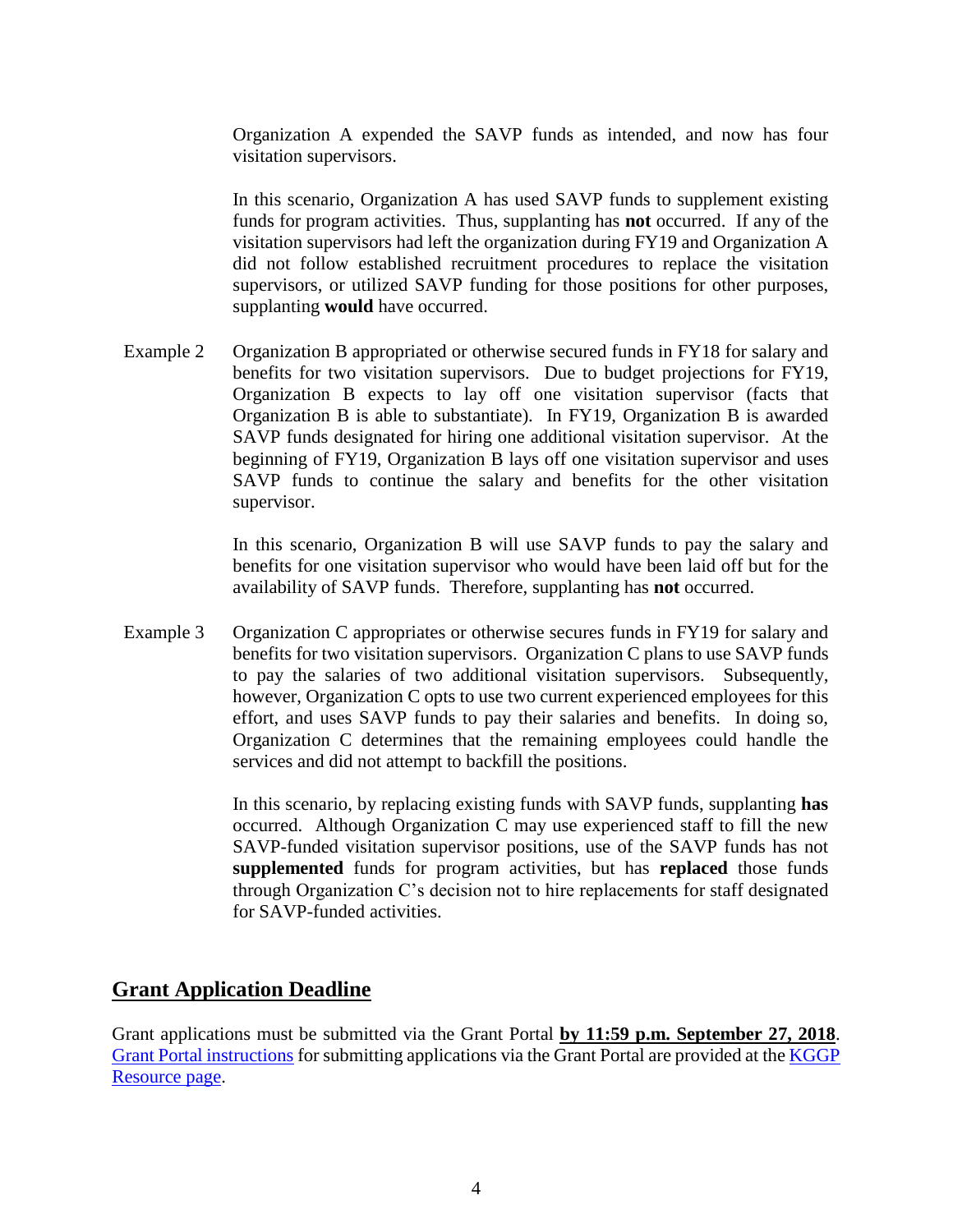Organization A expended the SAVP funds as intended, and now has four visitation supervisors.

In this scenario, Organization A has used SAVP funds to supplement existing funds for program activities. Thus, supplanting has **not** occurred. If any of the visitation supervisors had left the organization during FY19 and Organization A did not follow established recruitment procedures to replace the visitation supervisors, or utilized SAVP funding for those positions for other purposes, supplanting **would** have occurred.

Example 2 Organization B appropriated or otherwise secured funds in FY18 for salary and benefits for two visitation supervisors. Due to budget projections for FY19, Organization B expects to lay off one visitation supervisor (facts that Organization B is able to substantiate). In FY19, Organization B is awarded SAVP funds designated for hiring one additional visitation supervisor. At the beginning of FY19, Organization B lays off one visitation supervisor and uses SAVP funds to continue the salary and benefits for the other visitation supervisor.

In this scenario, Organization B will use SAVP funds to pay the salary and benefits for one visitation supervisor who would have been laid off but for the availability of SAVP funds. Therefore, supplanting has **not** occurred.

Example 3 Organization C appropriates or otherwise secures funds in FY19 for salary and benefits for two visitation supervisors. Organization C plans to use SAVP funds to pay the salaries of two additional visitation supervisors. Subsequently, however, Organization C opts to use two current experienced employees for this effort, and uses SAVP funds to pay their salaries and benefits. In doing so, Organization C determines that the remaining employees could handle the services and did not attempt to backfill the positions.

In this scenario, by replacing existing funds with SAVP funds, supplanting **has** occurred. Although Organization C may use experienced staff to fill the new SAVP-funded visitation supervisor positions, use of the SAVP funds has not **supplemented** funds for program activities, but has **replaced** those funds through Organization C's decision not to hire replacements for staff designated for SAVP-funded activities.

## Grant Application Deadline

Grant applications must be submitted via the Grant Portal **by 11:59 p.m. September 27, 2018**. Grant Portal instructions for submitting applications via the Grant Portal are provided at the KGGP Resource page.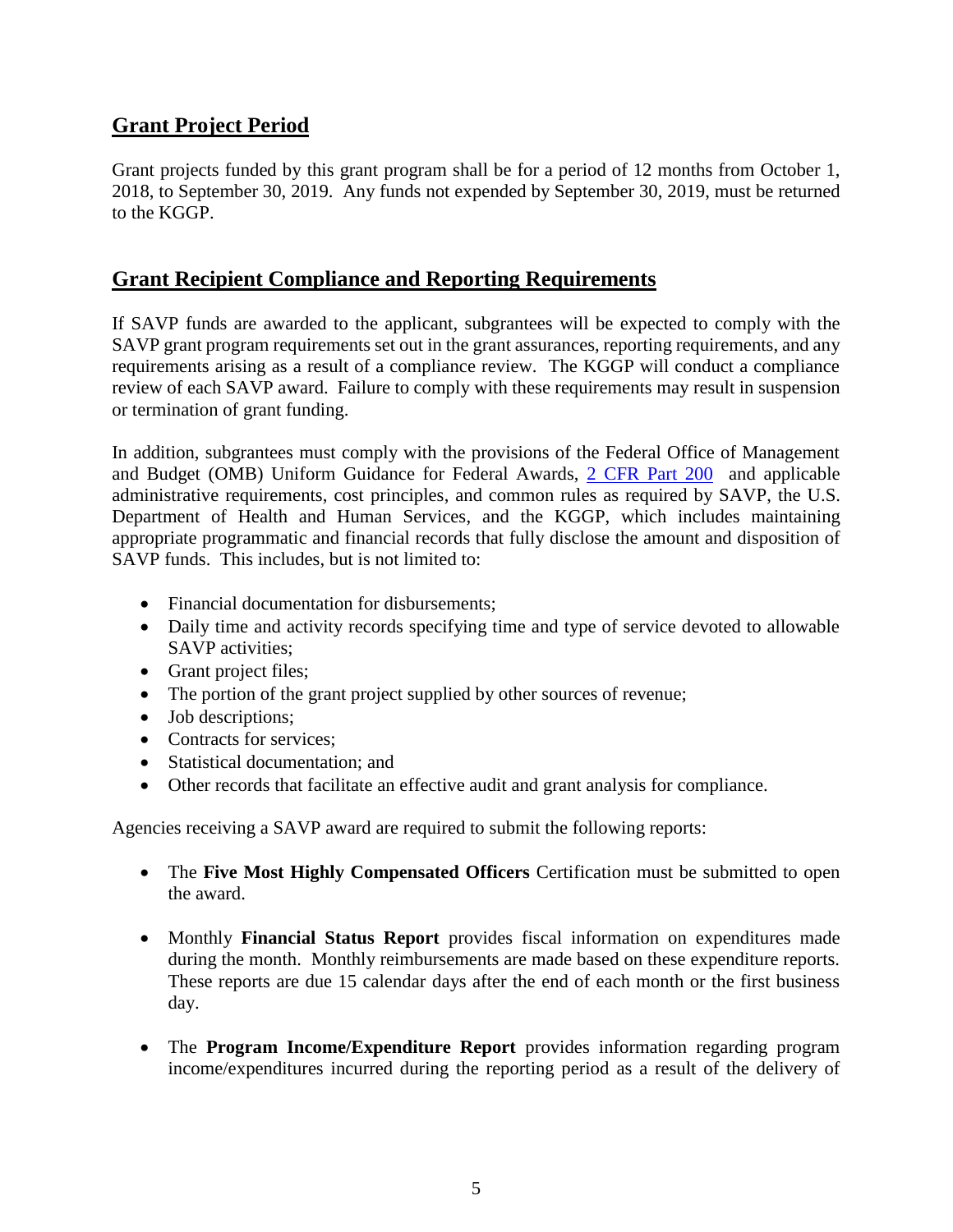## Grant Project Period

Grant projects funded by this grant program shall be for a period of 12 months from October 1, 2018, to September 30, 2019. Any funds not expended by September 30, 2019, must be returned to the KGGP.

## Grant Recipient Compliance and Reporting Requirements

If SAVP funds are awarded to the applicant, subgrantees will be expected to comply with the SAVP grant program requirements set out in the grant assurances, reporting requirements, and any requirements arising as a result of a compliance review. The KGGP will conduct a compliance review of each SAVP award. Failure to comply with these requirements may result in suspension or termination of grant funding.

In addition, subgrantees must comply with the provisions of the Federal Office of Management and Budget (OMB) Uniform Guidance for Federal Awards, 2 CFR Part 200 and applicable administrative requirements, cost principles, and common rules as required by SAVP, the U.S. Department of Health and Human Services, and the KGGP, which includes maintaining appropriate programmatic and financial records that fully disclose the amount and disposition of SAVP funds. This includes, but is not limited to:

- Financial documentation for disbursements;
- Daily time and activity records specifying time and type of service devoted to allowable SAVP activities;
- Grant project files;
- The portion of the grant project supplied by other sources of revenue;
- Job descriptions;
- Contracts for services;
- Statistical documentation; and
- Other records that facilitate an effective audit and grant analysis for compliance.

Agencies receiving a SAVP award are required to submit the following reports:

- The **Five Most Highly Compensated Officers** Certification must be submitted to open the award.
- Monthly **Financial Status Report** provides fiscal information on expenditures made during the month. Monthly reimbursements are made based on these expenditure reports. These reports are due 15 calendar days after the end of each month or the first business day.
- The **Program Income/Expenditure Report** provides information regarding program income/expenditures incurred during the reporting period as a result of the delivery of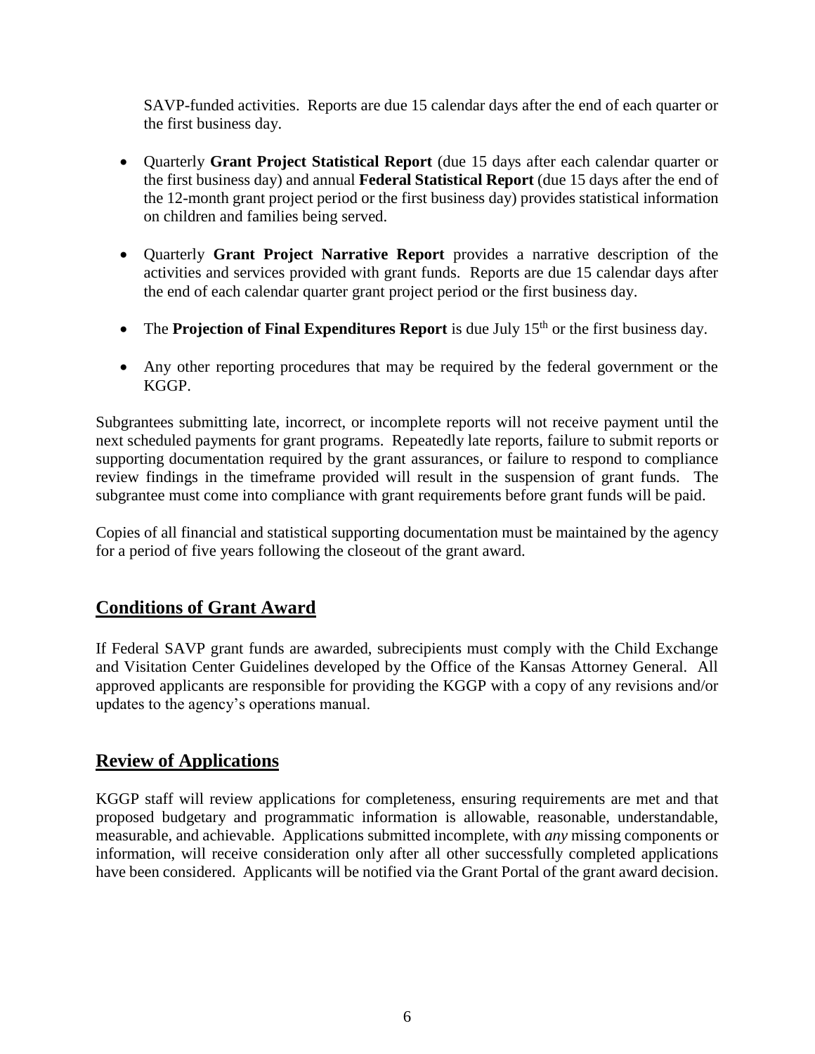SAVP-funded activities. Reports are due 15 calendar days after the end of each quarter or the first business day.

- Quarterly **Grant Project Statistical Report** (due 15 days after each calendar quarter or the first business day) and annual **Federal Statistical Report** (due 15 days after the end of the 12-month grant project period or the first business day) provides statistical information on children and families being served.
- Quarterly **Grant Project Narrative Report** provides a narrative description of the activities and services provided with grant funds. Reports are due 15 calendar days after the end of each calendar quarter grant project period or the first business day.
- The **Projection of Final Expenditures Report** is due July 15th or the first business day.
- Any other reporting procedures that may be required by the federal government or the KGGP.

Subgrantees submitting late, incorrect, or incomplete reports will not receive payment until the next scheduled payments for grant programs. Repeatedly late reports, failure to submit reports or supporting documentation required by the grant assurances, or failure to respond to compliance review findings in the timeframe provided will result in the suspension of grant funds. The subgrantee must come into compliance with grant requirements before grant funds will be paid.

Copies of all financial and statistical supporting documentation must be maintained by the agency for a period of five years following the closeout of the grant award.

## Conditions of Grant Award

If Federal SAVP grant funds are awarded, subrecipients must comply with the Child Exchange and Visitation Center Guidelines developed by the Office of the Kansas Attorney General. All approved applicants are responsible for providing the KGGP with a copy of any revisions and/or updates to the agency's operations manual.

## Review of Applications

KGGP staff will review applications for completeness, ensuring requirements are met and that proposed budgetary and programmatic information is allowable, reasonable, understandable, measurable, and achievable. Applications submitted incomplete, with *any* missing components or information, will receive consideration only after all other successfully completed applications have been considered. Applicants will be notified via the Grant Portal of the grant award decision.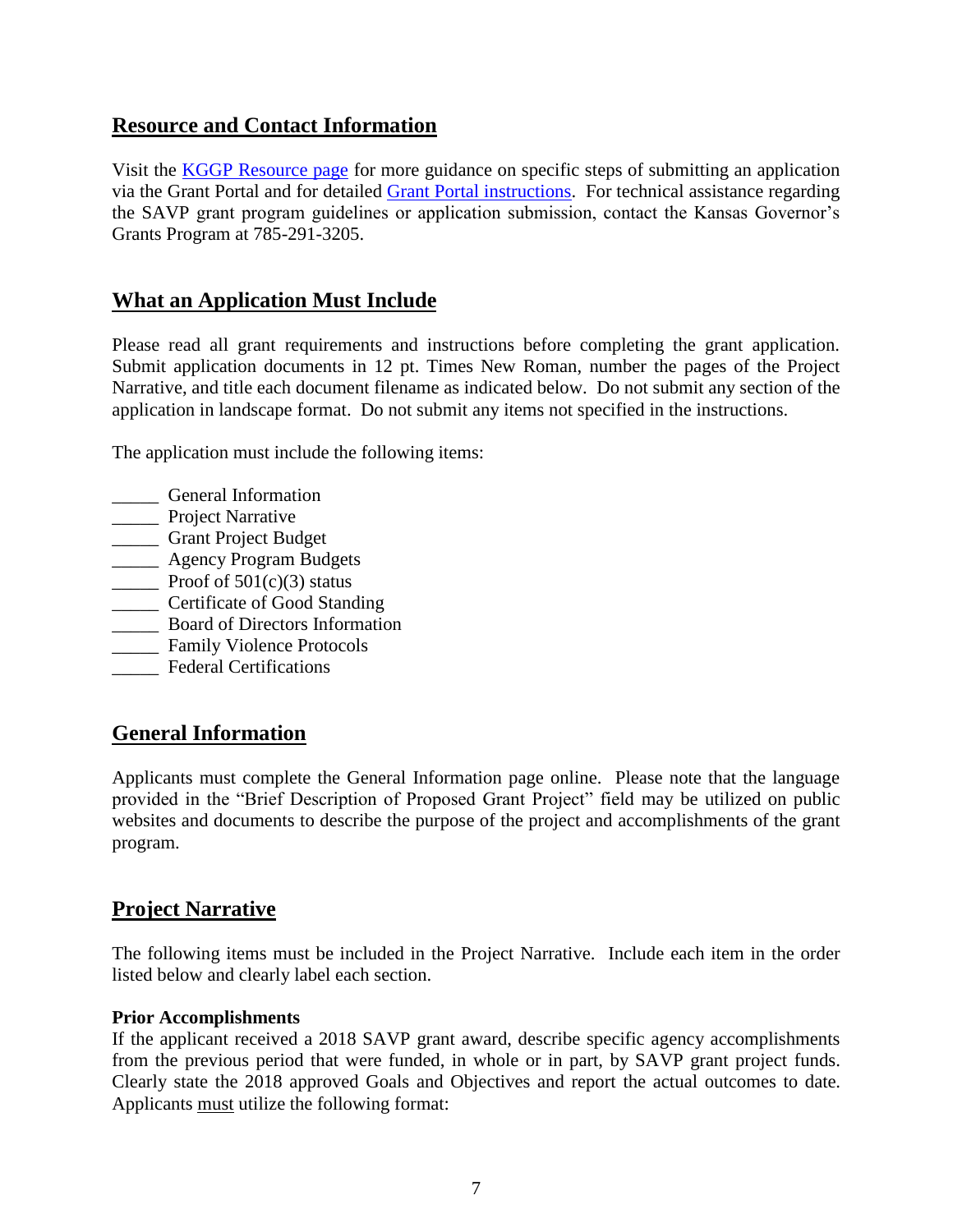## Resource and Contact Information

Visit the KGGP Resource page for more guidance on specific steps of submitting an application via the Grant Portal and for detailed Grant Portal instructions. For technical assistance regarding the SAVP grant program guidelines or application submission, contact the Kansas Governor's Grants Program at 785-291-3205.

## What an Application Must Include

Please read all grant requirements and instructions before completing the grant application. Submit application documents in 12 pt. Times New Roman, number the pages of the Project Narrative, and title each document filename as indicated below. Do not submit any section of the application in landscape format. Do not submit any items not specified in the instructions.

The application must include the following items:

_____ General Information
_____ Project Narrative
_____ Grant Project Budget
_____ Agency Program Budgets
_____ Proof of 501(c)(3) status
_____ Certificate of Good Standing
_____ Board of Directors Information
_____ Family Violence Protocols
_____ Federal Certifications

## General Information

Applicants must complete the General Information page online. Please note that the language provided in the "Brief Description of Proposed Grant Project" field may be utilized on public websites and documents to describe the purpose of the project and accomplishments of the grant program.

## Project Narrative

The following items must be included in the Project Narrative. Include each item in the order listed below and clearly label each section.

**Prior Accomplishments**
If the applicant received a 2018 SAVP grant award, describe specific agency accomplishments from the previous period that were funded, in whole or in part, by SAVP grant project funds. Clearly state the 2018 approved Goals and Objectives and report the actual outcomes to date. Applicants must utilize the following format: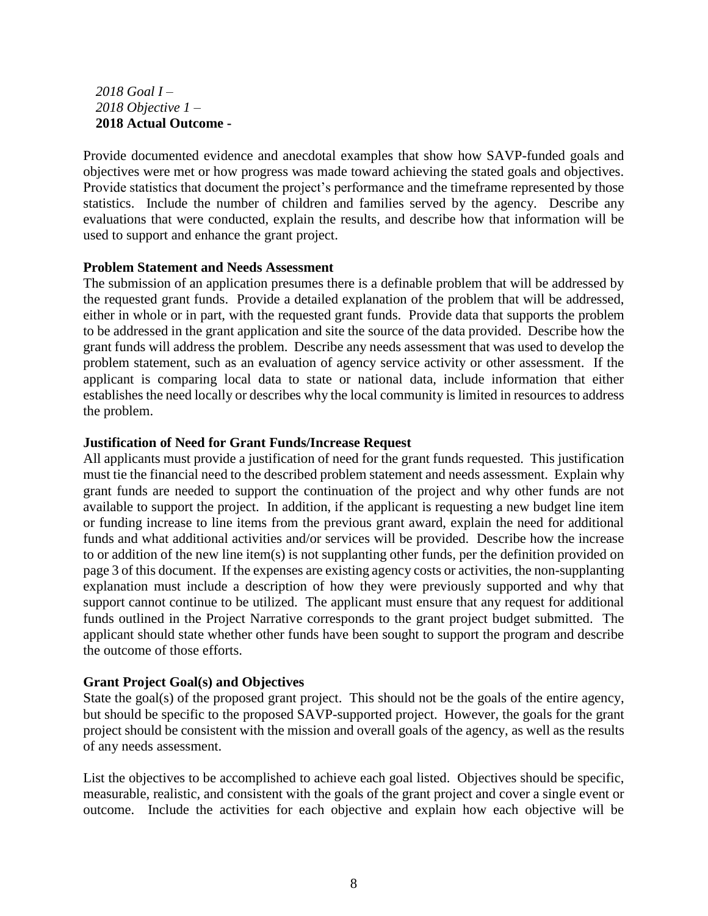*2018 Goal I –*
*2018 Objective 1 –*
**2018 Actual Outcome -**

Provide documented evidence and anecdotal examples that show how SAVP-funded goals and objectives were met or how progress was made toward achieving the stated goals and objectives. Provide statistics that document the project's performance and the timeframe represented by those statistics. Include the number of children and families served by the agency. Describe any evaluations that were conducted, explain the results, and describe how that information will be used to support and enhance the grant project.

**Problem Statement and Needs Assessment**

The submission of an application presumes there is a definable problem that will be addressed by the requested grant funds. Provide a detailed explanation of the problem that will be addressed, either in whole or in part, with the requested grant funds. Provide data that supports the problem to be addressed in the grant application and site the source of the data provided. Describe how the grant funds will address the problem. Describe any needs assessment that was used to develop the problem statement, such as an evaluation of agency service activity or other assessment. If the applicant is comparing local data to state or national data, include information that either establishes the need locally or describes why the local community is limited in resources to address the problem.

**Justification of Need for Grant Funds/Increase Request**

All applicants must provide a justification of need for the grant funds requested. This justification must tie the financial need to the described problem statement and needs assessment. Explain why grant funds are needed to support the continuation of the project and why other funds are not available to support the project. In addition, if the applicant is requesting a new budget line item or funding increase to line items from the previous grant award, explain the need for additional funds and what additional activities and/or services will be provided. Describe how the increase to or addition of the new line item(s) is not supplanting other funds, per the definition provided on page 3 of this document. If the expenses are existing agency costs or activities, the non-supplanting explanation must include a description of how they were previously supported and why that support cannot continue to be utilized. The applicant must ensure that any request for additional funds outlined in the Project Narrative corresponds to the grant project budget submitted. The applicant should state whether other funds have been sought to support the program and describe the outcome of those efforts.

**Grant Project Goal(s) and Objectives**

State the goal(s) of the proposed grant project. This should not be the goals of the entire agency, but should be specific to the proposed SAVP-supported project. However, the goals for the grant project should be consistent with the mission and overall goals of the agency, as well as the results of any needs assessment.

List the objectives to be accomplished to achieve each goal listed. Objectives should be specific, measurable, realistic, and consistent with the goals of the grant project and cover a single event or outcome. Include the activities for each objective and explain how each objective will be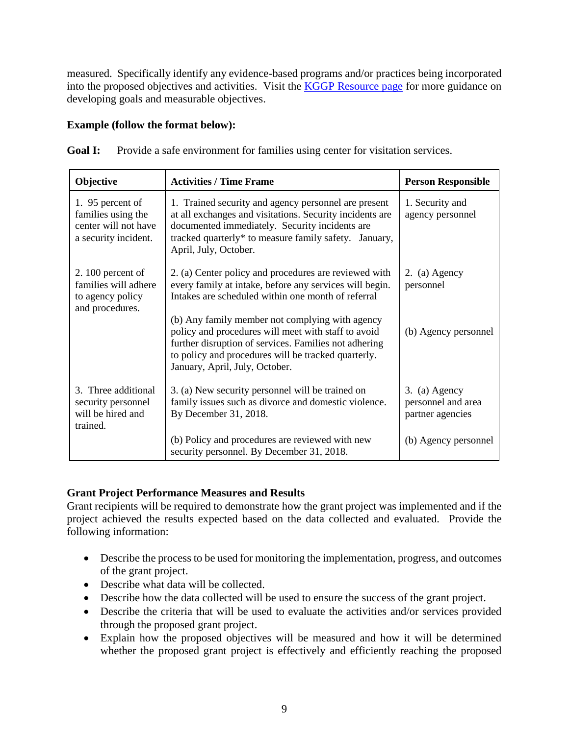measured. Specifically identify any evidence-based programs and/or practices being incorporated into the proposed objectives and activities. Visit the [KGGP Resource page](#) for more guidance on developing goals and measurable objectives.

**Example (follow the format below):**

**Goal I:** Provide a safe environment for families using center for visitation services.

| Objective | Activities / Time Frame | Person Responsible |
|---|---|---|
| 1. 95 percent of families using the center will not have a security incident. | 1. Trained security and agency personnel are present at all exchanges and visitations. Security incidents are documented immediately. Security incidents are tracked quarterly* to measure family safety. January, April, July, October. | 1. Security and agency personnel |
| 2. 100 percent of families will adhere to agency policy and procedures. | 2. (a) Center policy and procedures are reviewed with every family at intake, before any services will begin. Intakes are scheduled within one month of referral | 2. (a) Agency personnel |
| | (b) Any family member not complying with agency policy and procedures will meet with staff to avoid further disruption of services. Families not adhering to policy and procedures will be tracked quarterly. January, April, July, October. | (b) Agency personnel |
| 3. Three additional security personnel will be hired and trained. | 3. (a) New security personnel will be trained on family issues such as divorce and domestic violence. By December 31, 2018. | 3. (a) Agency personnel and area partner agencies |
| | (b) Policy and procedures are reviewed with new security personnel. By December 31, 2018. | (b) Agency personnel |

### Grant Project Performance Measures and Results

Grant recipients will be required to demonstrate how the grant project was implemented and if the project achieved the results expected based on the data collected and evaluated. Provide the following information:

- Describe the process to be used for monitoring the implementation, progress, and outcomes of the grant project.
- Describe what data will be collected.
- Describe how the data collected will be used to ensure the success of the grant project.
- Describe the criteria that will be used to evaluate the activities and/or services provided through the proposed grant project.
- Explain how the proposed objectives will be measured and how it will be determined whether the proposed grant project is effectively and efficiently reaching the proposed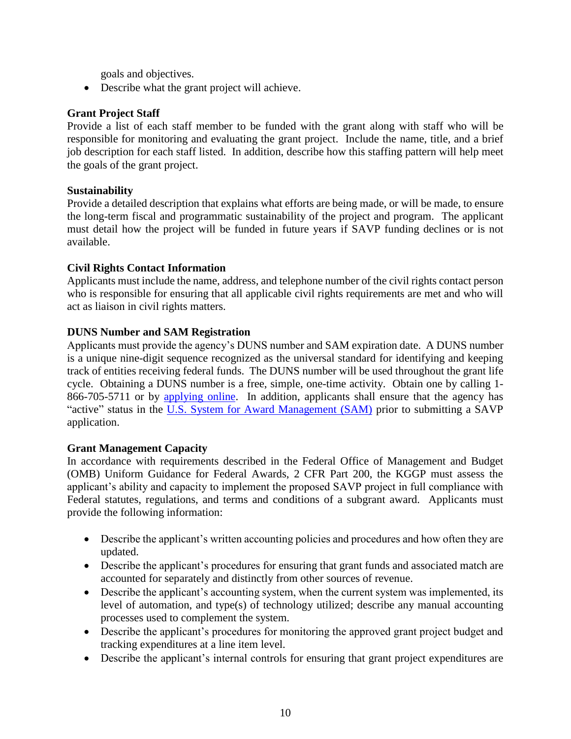goals and objectives.
- Describe what the grant project will achieve.

**Grant Project Staff**
Provide a list of each staff member to be funded with the grant along with staff who will be responsible for monitoring and evaluating the grant project. Include the name, title, and a brief job description for each staff listed. In addition, describe how this staffing pattern will help meet the goals of the grant project.

**Sustainability**
Provide a detailed description that explains what efforts are being made, or will be made, to ensure the long-term fiscal and programmatic sustainability of the project and program. The applicant must detail how the project will be funded in future years if SAVP funding declines or is not available.

**Civil Rights Contact Information**
Applicants must include the name, address, and telephone number of the civil rights contact person who is responsible for ensuring that all applicable civil rights requirements are met and who will act as liaison in civil rights matters.

**DUNS Number and SAM Registration**
Applicants must provide the agency's DUNS number and SAM expiration date. A DUNS number is a unique nine-digit sequence recognized as the universal standard for identifying and keeping track of entities receiving federal funds. The DUNS number will be used throughout the grant life cycle. Obtaining a DUNS number is a free, simple, one-time activity. Obtain one by calling 1-866-705-5711 or by applying online. In addition, applicants shall ensure that the agency has "active" status in the U.S. System for Award Management (SAM) prior to submitting a SAVP application.

**Grant Management Capacity**
In accordance with requirements described in the Federal Office of Management and Budget (OMB) Uniform Guidance for Federal Awards, 2 CFR Part 200, the KGGP must assess the applicant's ability and capacity to implement the proposed SAVP project in full compliance with Federal statutes, regulations, and terms and conditions of a subgrant award. Applicants must provide the following information:

- Describe the applicant's written accounting policies and procedures and how often they are updated.
- Describe the applicant's procedures for ensuring that grant funds and associated match are accounted for separately and distinctly from other sources of revenue.
- Describe the applicant's accounting system, when the current system was implemented, its level of automation, and type(s) of technology utilized; describe any manual accounting processes used to complement the system.
- Describe the applicant's procedures for monitoring the approved grant project budget and tracking expenditures at a line item level.
- Describe the applicant's internal controls for ensuring that grant project expenditures are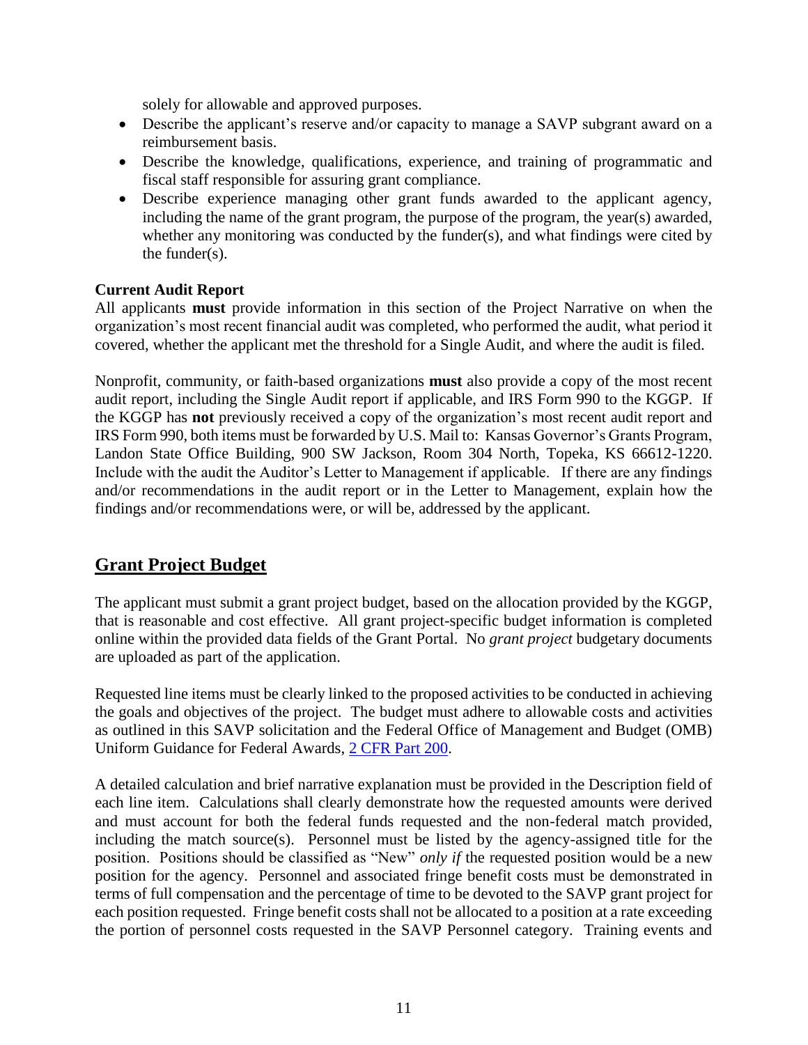solely for allowable and approved purposes.

- Describe the applicant's reserve and/or capacity to manage a SAVP subgrant award on a reimbursement basis.
- Describe the knowledge, qualifications, experience, and training of programmatic and fiscal staff responsible for assuring grant compliance.
- Describe experience managing other grant funds awarded to the applicant agency, including the name of the grant program, the purpose of the program, the year(s) awarded, whether any monitoring was conducted by the funder(s), and what findings were cited by the funder(s).

**Current Audit Report**

All applicants **must** provide information in this section of the Project Narrative on when the organization's most recent financial audit was completed, who performed the audit, what period it covered, whether the applicant met the threshold for a Single Audit, and where the audit is filed.

Nonprofit, community, or faith-based organizations **must** also provide a copy of the most recent audit report, including the Single Audit report if applicable, and IRS Form 990 to the KGGP. If the KGGP has **not** previously received a copy of the organization's most recent audit report and IRS Form 990, both items must be forwarded by U.S. Mail to: Kansas Governor's Grants Program, Landon State Office Building, 900 SW Jackson, Room 304 North, Topeka, KS 66612-1220. Include with the audit the Auditor's Letter to Management if applicable. If there are any findings and/or recommendations in the audit report or in the Letter to Management, explain how the findings and/or recommendations were, or will be, addressed by the applicant.

## Grant Project Budget

The applicant must submit a grant project budget, based on the allocation provided by the KGGP, that is reasonable and cost effective. All grant project-specific budget information is completed online within the provided data fields of the Grant Portal. No *grant project* budgetary documents are uploaded as part of the application.

Requested line items must be clearly linked to the proposed activities to be conducted in achieving the goals and objectives of the project. The budget must adhere to allowable costs and activities as outlined in this SAVP solicitation and the Federal Office of Management and Budget (OMB) Uniform Guidance for Federal Awards, [2 CFR Part 200](2 CFR Part 200).

A detailed calculation and brief narrative explanation must be provided in the Description field of each line item. Calculations shall clearly demonstrate how the requested amounts were derived and must account for both the federal funds requested and the non-federal match provided, including the match source(s). Personnel must be listed by the agency-assigned title for the position. Positions should be classified as "New" *only if* the requested position would be a new position for the agency. Personnel and associated fringe benefit costs must be demonstrated in terms of full compensation and the percentage of time to be devoted to the SAVP grant project for each position requested. Fringe benefit costs shall not be allocated to a position at a rate exceeding the portion of personnel costs requested in the SAVP Personnel category. Training events and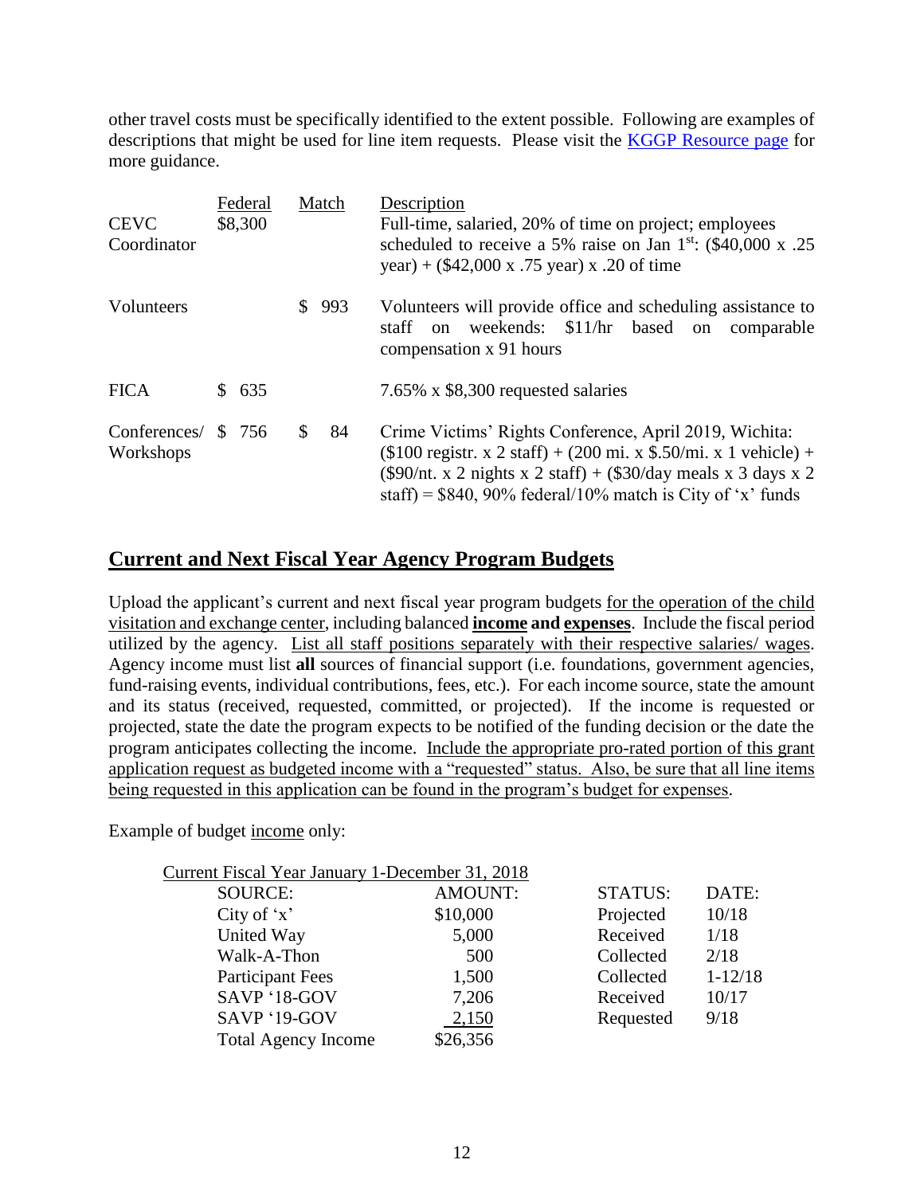other travel costs must be specifically identified to the extent possible. Following are examples of descriptions that might be used for line item requests. Please visit the [KGGP Resource page] for more guidance.

| | Federal | Match | Description |
|---|---|---|---|
| CEVC Coordinator | $8,300 | | Full-time, salaried, 20% of time on project; employees scheduled to receive a 5% raise on Jan 1st: ($40,000 x .25 year) + ($42,000 x .75 year) x .20 of time |
| Volunteers | | $ 993 | Volunteers will provide office and scheduling assistance to staff on weekends: $11/hr based on comparable compensation x 91 hours |
| FICA | $ 635 | | 7.65% x $8,300 requested salaries |
| Conferences/ Workshops | $ 756 | $ 84 | Crime Victims' Rights Conference, April 2019, Wichita: ($100 registr. x 2 staff) + (200 mi. x $.50/mi. x 1 vehicle) + ($90/nt. x 2 nights x 2 staff) + ($30/day meals x 3 days x 2 staff) = $840, 90% federal/10% match is City of 'x' funds |

## Current and Next Fiscal Year Agency Program Budgets

Upload the applicant's current and next fiscal year program budgets for the operation of the child visitation and exchange center, including balanced **income** and **expenses**. Include the fiscal period utilized by the agency. List all staff positions separately with their respective salaries/ wages. Agency income must list **all** sources of financial support (i.e. foundations, government agencies, fund-raising events, individual contributions, fees, etc.). For each income source, state the amount and its status (received, requested, committed, or projected). If the income is requested or projected, state the date the program expects to be notified of the funding decision or the date the program anticipates collecting the income. Include the appropriate pro-rated portion of this grant application request as budgeted income with a "requested" status. Also, be sure that all line items being requested in this application can be found in the program's budget for expenses.

Example of budget income only:

Current Fiscal Year January 1-December 31, 2018

| SOURCE: | AMOUNT: | STATUS: | DATE: |
|---|---|---|---|
| City of 'x' | $10,000 | Projected | 10/18 |
| United Way | 5,000 | Received | 1/18 |
| Walk-A-Thon | 500 | Collected | 2/18 |
| Participant Fees | 1,500 | Collected | 1-12/18 |
| SAVP '18-GOV | 7,206 | Received | 10/17 |
| SAVP '19-GOV | 2,150 | Requested | 9/18 |
| Total Agency Income | $26,356 | | |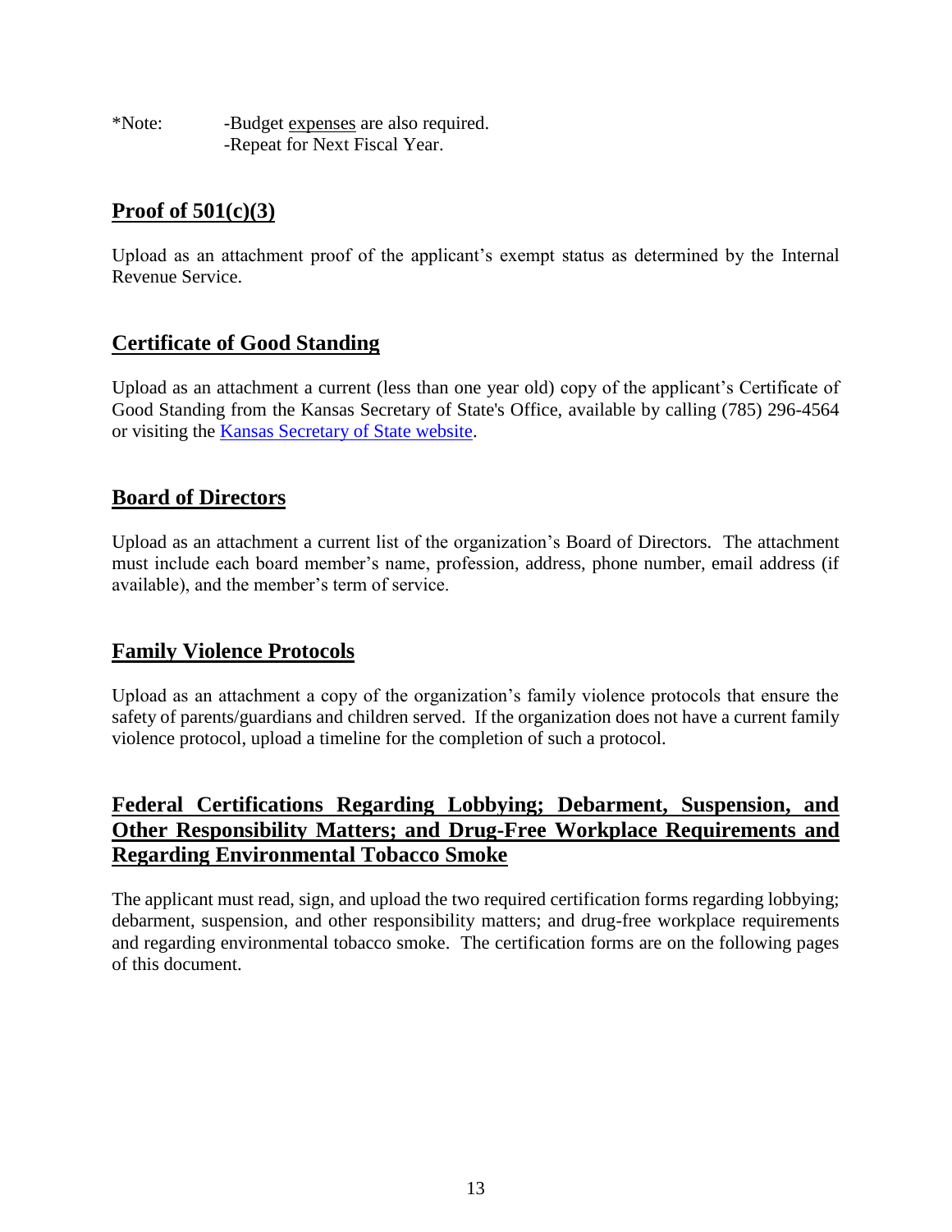*Note: -Budget <u>expenses</u> are also required.
-Repeat for Next Fiscal Year.

## Proof of 501(c)(3)

Upload as an attachment proof of the applicant's exempt status as determined by the Internal Revenue Service.

## Certificate of Good Standing

Upload as an attachment a current (less than one year old) copy of the applicant's Certificate of Good Standing from the Kansas Secretary of State's Office, available by calling (785) 296-4564 or visiting the [Kansas Secretary of State website].

## Board of Directors

Upload as an attachment a current list of the organization's Board of Directors. The attachment must include each board member's name, profession, address, phone number, email address (if available), and the member's term of service.

## Family Violence Protocols

Upload as an attachment a copy of the organization's family violence protocols that ensure the safety of parents/guardians and children served. If the organization does not have a current family violence protocol, upload a timeline for the completion of such a protocol.

## Federal Certifications Regarding Lobbying; Debarment, Suspension, and Other Responsibility Matters; and Drug-Free Workplace Requirements and Regarding Environmental Tobacco Smoke

The applicant must read, sign, and upload the two required certification forms regarding lobbying; debarment, suspension, and other responsibility matters; and drug-free workplace requirements and regarding environmental tobacco smoke. The certification forms are on the following pages of this document.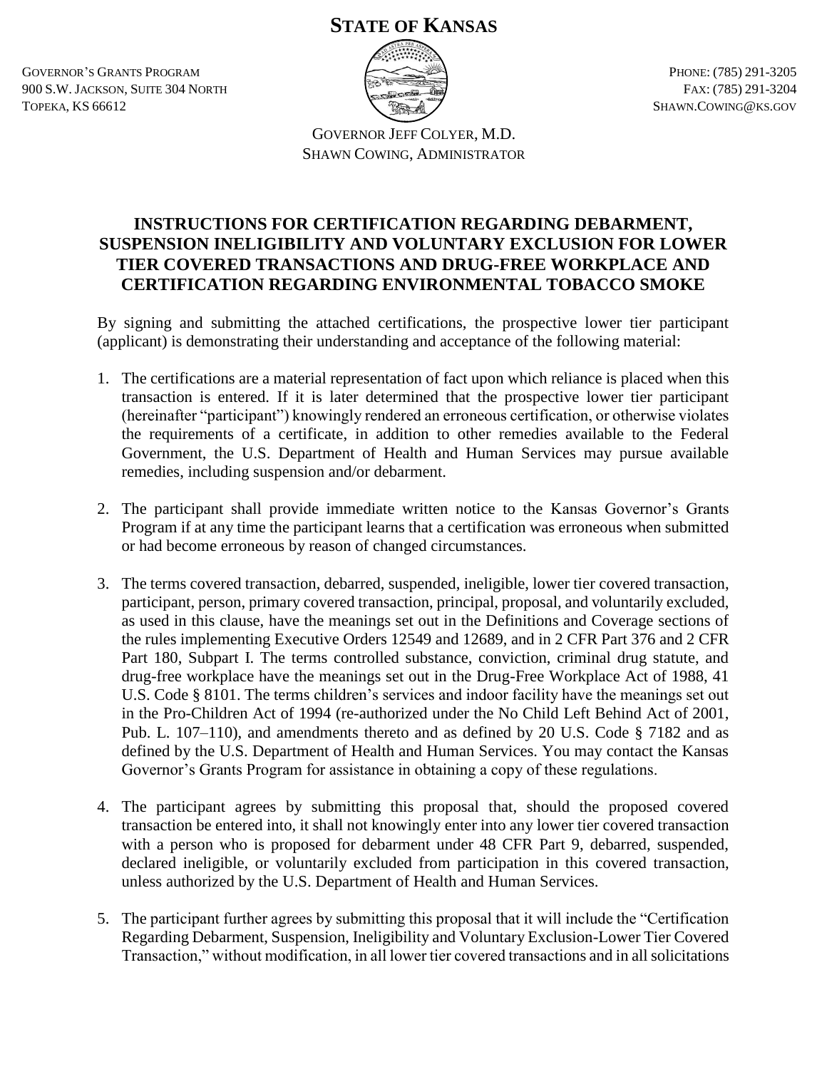# STATE OF KANSAS

GOVERNOR'S GRANTS PROGRAM
900 S.W. JACKSON, SUITE 304 NORTH
TOPEKA, KS 66612

PHONE: (785) 291-3205
FAX: (785) 291-3204
SHAWN.COWING@KS.GOV

GOVERNOR JEFF COLYER, M.D.
SHAWN COWING, ADMINISTRATOR

## INSTRUCTIONS FOR CERTIFICATION REGARDING DEBARMENT, SUSPENSION INELIGIBILITY AND VOLUNTARY EXCLUSION FOR LOWER TIER COVERED TRANSACTIONS AND DRUG-FREE WORKPLACE AND CERTIFICATION REGARDING ENVIRONMENTAL TOBACCO SMOKE

By signing and submitting the attached certifications, the prospective lower tier participant (applicant) is demonstrating their understanding and acceptance of the following material:

1. The certifications are a material representation of fact upon which reliance is placed when this transaction is entered. If it is later determined that the prospective lower tier participant (hereinafter "participant") knowingly rendered an erroneous certification, or otherwise violates the requirements of a certificate, in addition to other remedies available to the Federal Government, the U.S. Department of Health and Human Services may pursue available remedies, including suspension and/or debarment.

2. The participant shall provide immediate written notice to the Kansas Governor's Grants Program if at any time the participant learns that a certification was erroneous when submitted or had become erroneous by reason of changed circumstances.

3. The terms covered transaction, debarred, suspended, ineligible, lower tier covered transaction, participant, person, primary covered transaction, principal, proposal, and voluntarily excluded, as used in this clause, have the meanings set out in the Definitions and Coverage sections of the rules implementing Executive Orders 12549 and 12689, and in 2 CFR Part 376 and 2 CFR Part 180, Subpart I. The terms controlled substance, conviction, criminal drug statute, and drug-free workplace have the meanings set out in the Drug-Free Workplace Act of 1988, 41 U.S. Code § 8101. The terms children's services and indoor facility have the meanings set out in the Pro-Children Act of 1994 (re-authorized under the No Child Left Behind Act of 2001, Pub. L. 107–110), and amendments thereto and as defined by 20 U.S. Code § 7182 and as defined by the U.S. Department of Health and Human Services. You may contact the Kansas Governor's Grants Program for assistance in obtaining a copy of these regulations.

4. The participant agrees by submitting this proposal that, should the proposed covered transaction be entered into, it shall not knowingly enter into any lower tier covered transaction with a person who is proposed for debarment under 48 CFR Part 9, debarred, suspended, declared ineligible, or voluntarily excluded from participation in this covered transaction, unless authorized by the U.S. Department of Health and Human Services.

5. The participant further agrees by submitting this proposal that it will include the "Certification Regarding Debarment, Suspension, Ineligibility and Voluntary Exclusion-Lower Tier Covered Transaction," without modification, in all lower tier covered transactions and in all solicitations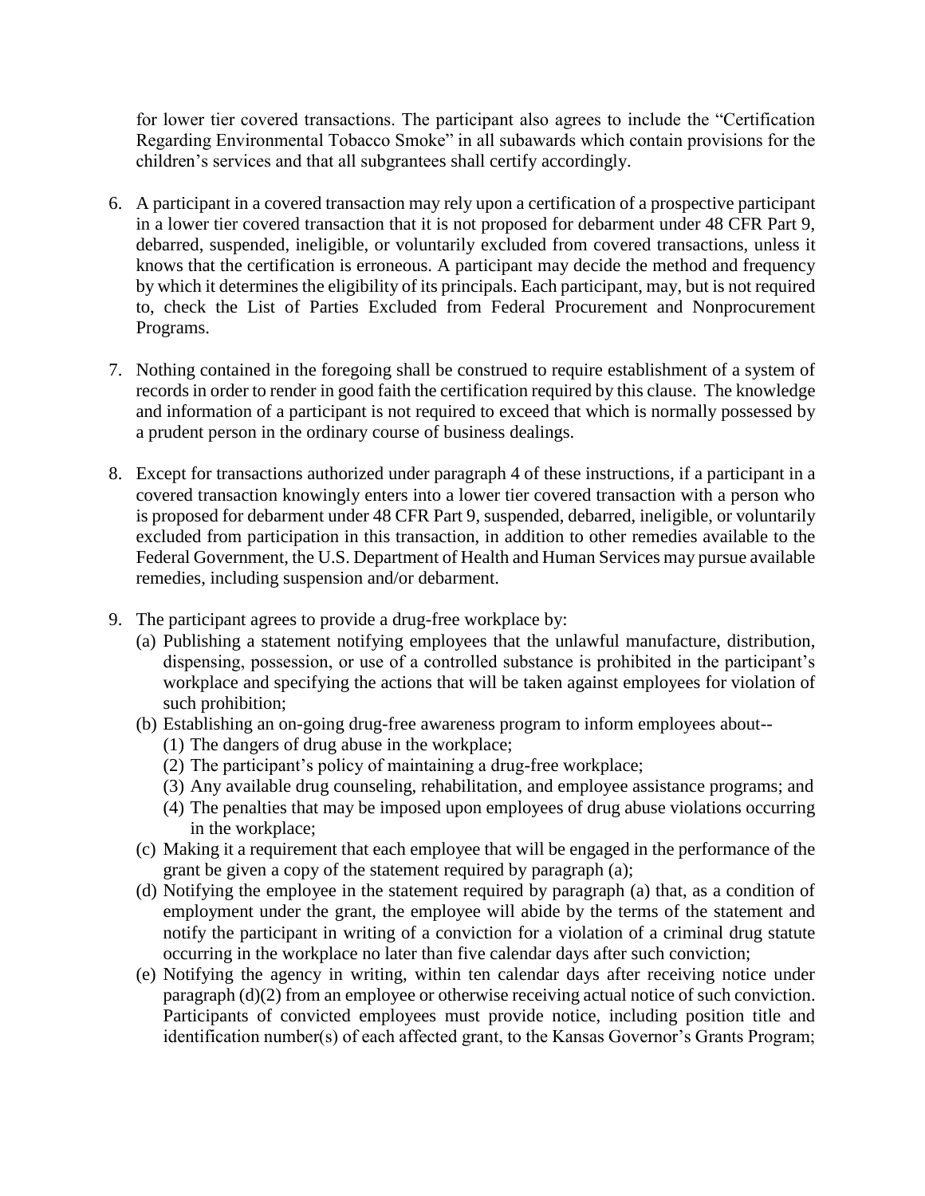for lower tier covered transactions. The participant also agrees to include the "Certification Regarding Environmental Tobacco Smoke" in all subawards which contain provisions for the children's services and that all subgrantees shall certify accordingly.

6. A participant in a covered transaction may rely upon a certification of a prospective participant in a lower tier covered transaction that it is not proposed for debarment under 48 CFR Part 9, debarred, suspended, ineligible, or voluntarily excluded from covered transactions, unless it knows that the certification is erroneous. A participant may decide the method and frequency by which it determines the eligibility of its principals. Each participant, may, but is not required to, check the List of Parties Excluded from Federal Procurement and Nonprocurement Programs.

7. Nothing contained in the foregoing shall be construed to require establishment of a system of records in order to render in good faith the certification required by this clause. The knowledge and information of a participant is not required to exceed that which is normally possessed by a prudent person in the ordinary course of business dealings.

8. Except for transactions authorized under paragraph 4 of these instructions, if a participant in a covered transaction knowingly enters into a lower tier covered transaction with a person who is proposed for debarment under 48 CFR Part 9, suspended, debarred, ineligible, or voluntarily excluded from participation in this transaction, in addition to other remedies available to the Federal Government, the U.S. Department of Health and Human Services may pursue available remedies, including suspension and/or debarment.

9. The participant agrees to provide a drug-free workplace by:
   (a) Publishing a statement notifying employees that the unlawful manufacture, distribution, dispensing, possession, or use of a controlled substance is prohibited in the participant's workplace and specifying the actions that will be taken against employees for violation of such prohibition;
   (b) Establishing an on-going drug-free awareness program to inform employees about--
      (1) The dangers of drug abuse in the workplace;
      (2) The participant's policy of maintaining a drug-free workplace;
      (3) Any available drug counseling, rehabilitation, and employee assistance programs; and
      (4) The penalties that may be imposed upon employees of drug abuse violations occurring in the workplace;
   (c) Making it a requirement that each employee that will be engaged in the performance of the grant be given a copy of the statement required by paragraph (a);
   (d) Notifying the employee in the statement required by paragraph (a) that, as a condition of employment under the grant, the employee will abide by the terms of the statement and notify the participant in writing of a conviction for a violation of a criminal drug statute occurring in the workplace no later than five calendar days after such conviction;
   (e) Notifying the agency in writing, within ten calendar days after receiving notice under paragraph (d)(2) from an employee or otherwise receiving actual notice of such conviction. Participants of convicted employees must provide notice, including position title and identification number(s) of each affected grant, to the Kansas Governor's Grants Program;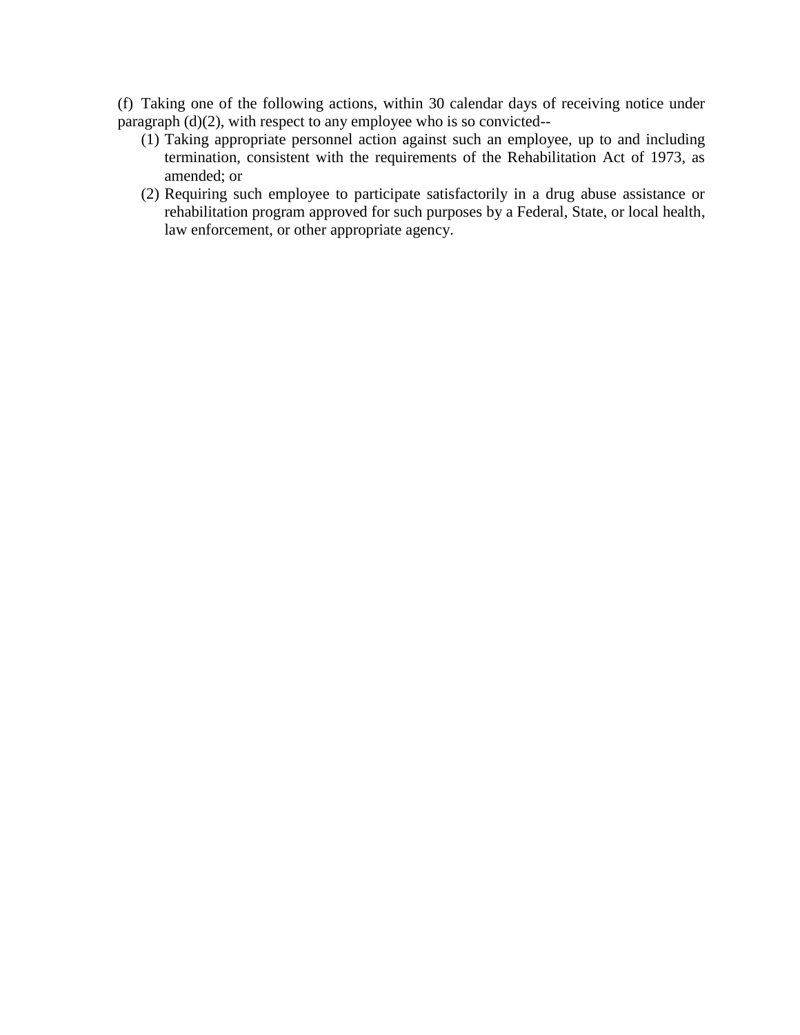(f) Taking one of the following actions, within 30 calendar days of receiving notice under paragraph (d)(2), with respect to any employee who is so convicted--

(1) Taking appropriate personnel action against such an employee, up to and including termination, consistent with the requirements of the Rehabilitation Act of 1973, as amended; or

(2) Requiring such employee to participate satisfactorily in a drug abuse assistance or rehabilitation program approved for such purposes by a Federal, State, or local health, law enforcement, or other appropriate agency.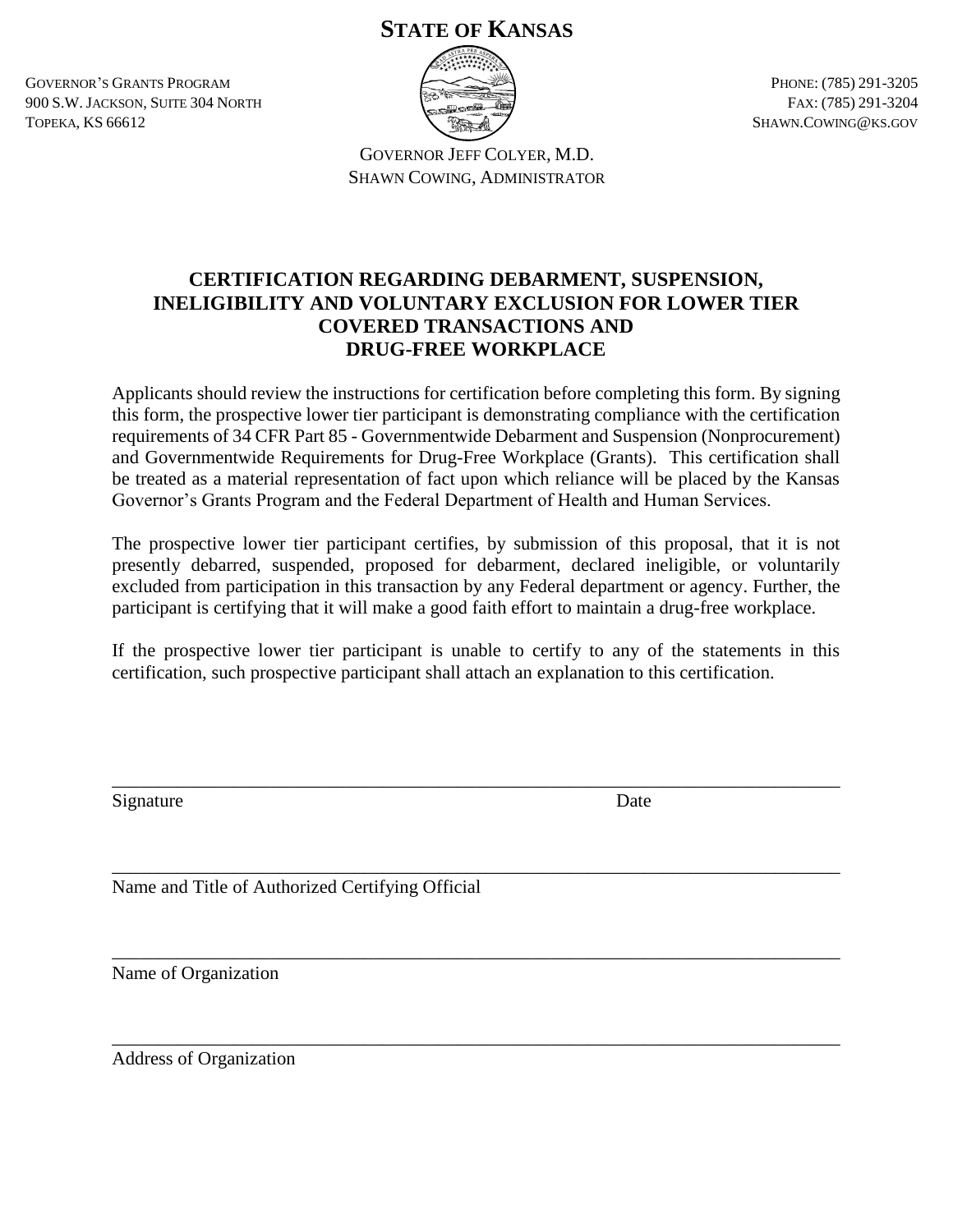# STATE OF KANSAS

GOVERNOR'S GRANTS PROGRAM
900 S.W. JACKSON, SUITE 304 NORTH
TOPEKA, KS 66612

PHONE: (785) 291-3205
FAX: (785) 291-3204
SHAWN.COWING@KS.GOV

GOVERNOR JEFF COLYER, M.D.
SHAWN COWING, ADMINISTRATOR

## CERTIFICATION REGARDING DEBARMENT, SUSPENSION, INELIGIBILITY AND VOLUNTARY EXCLUSION FOR LOWER TIER COVERED TRANSACTIONS AND DRUG-FREE WORKPLACE

Applicants should review the instructions for certification before completing this form. By signing this form, the prospective lower tier participant is demonstrating compliance with the certification requirements of 34 CFR Part 85 - Governmentwide Debarment and Suspension (Nonprocurement) and Governmentwide Requirements for Drug-Free Workplace (Grants). This certification shall be treated as a material representation of fact upon which reliance will be placed by the Kansas Governor's Grants Program and the Federal Department of Health and Human Services.

The prospective lower tier participant certifies, by submission of this proposal, that it is not presently debarred, suspended, proposed for debarment, declared ineligible, or voluntarily excluded from participation in this transaction by any Federal department or agency. Further, the participant is certifying that it will make a good faith effort to maintain a drug-free workplace.

If the prospective lower tier participant is unable to certify to any of the statements in this certification, such prospective participant shall attach an explanation to this certification.

\_\_\_\_\_\_\_\_\_\_\_\_\_\_\_\_\_\_\_\_\_\_\_\_\_\_\_\_\_\_\_\_\_\_\_\_\_\_\_\_\_\_\_\_\_\_\_\_\_\_\_\_\_\_\_\_\_\_\_\_\_\_\_\_\_\_\_\_
Signature                                                                                     Date

\_\_\_\_\_\_\_\_\_\_\_\_\_\_\_\_\_\_\_\_\_\_\_\_\_\_\_\_\_\_\_\_\_\_\_\_\_\_\_\_\_\_\_\_\_\_\_\_\_\_\_\_\_\_\_\_\_\_\_\_\_\_\_\_\_\_\_\_
Name and Title of Authorized Certifying Official

\_\_\_\_\_\_\_\_\_\_\_\_\_\_\_\_\_\_\_\_\_\_\_\_\_\_\_\_\_\_\_\_\_\_\_\_\_\_\_\_\_\_\_\_\_\_\_\_\_\_\_\_\_\_\_\_\_\_\_\_\_\_\_\_\_\_\_\_
Name of Organization

\_\_\_\_\_\_\_\_\_\_\_\_\_\_\_\_\_\_\_\_\_\_\_\_\_\_\_\_\_\_\_\_\_\_\_\_\_\_\_\_\_\_\_\_\_\_\_\_\_\_\_\_\_\_\_\_\_\_\_\_\_\_\_\_\_\_\_\_
Address of Organization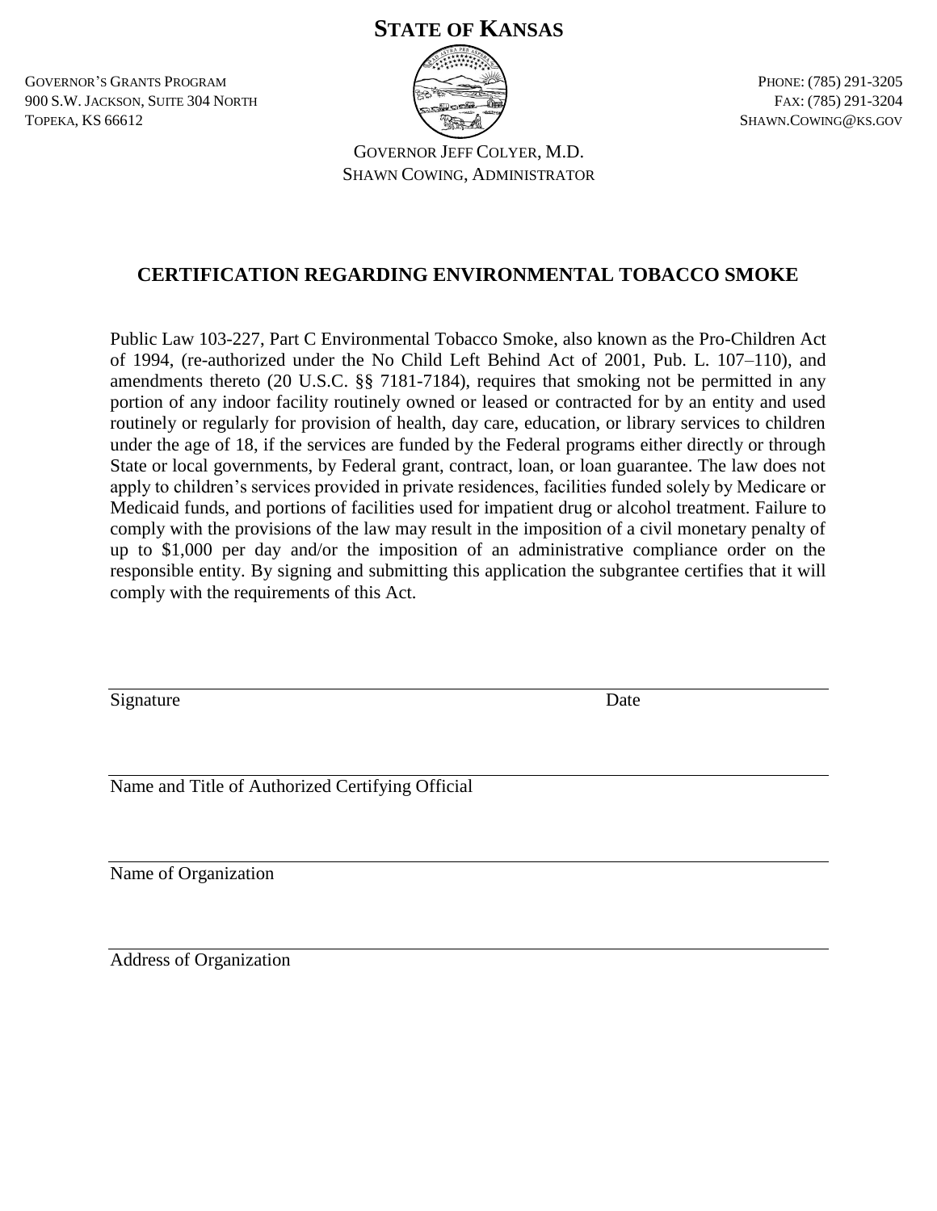# STATE OF KANSAS

GOVERNOR'S GRANTS PROGRAM
900 S.W. JACKSON, SUITE 304 NORTH
TOPEKA, KS 66612

PHONE: (785) 291-3205
FAX: (785) 291-3204
SHAWN.COWING@KS.GOV

GOVERNOR JEFF COLYER, M.D.
SHAWN COWING, ADMINISTRATOR

## CERTIFICATION REGARDING ENVIRONMENTAL TOBACCO SMOKE

Public Law 103-227, Part C Environmental Tobacco Smoke, also known as the Pro-Children Act of 1994, (re-authorized under the No Child Left Behind Act of 2001, Pub. L. 107–110), and amendments thereto (20 U.S.C. §§ 7181-7184), requires that smoking not be permitted in any portion of any indoor facility routinely owned or leased or contracted for by an entity and used routinely or regularly for provision of health, day care, education, or library services to children under the age of 18, if the services are funded by the Federal programs either directly or through State or local governments, by Federal grant, contract, loan, or loan guarantee. The law does not apply to children's services provided in private residences, facilities funded solely by Medicare or Medicaid funds, and portions of facilities used for impatient drug or alcohol treatment. Failure to comply with the provisions of the law may result in the imposition of a civil monetary penalty of up to $1,000 per day and/or the imposition of an administrative compliance order on the responsible entity. By signing and submitting this application the subgrantee certifies that it will comply with the requirements of this Act.

Signature Date

Name and Title of Authorized Certifying Official

Name of Organization

Address of Organization